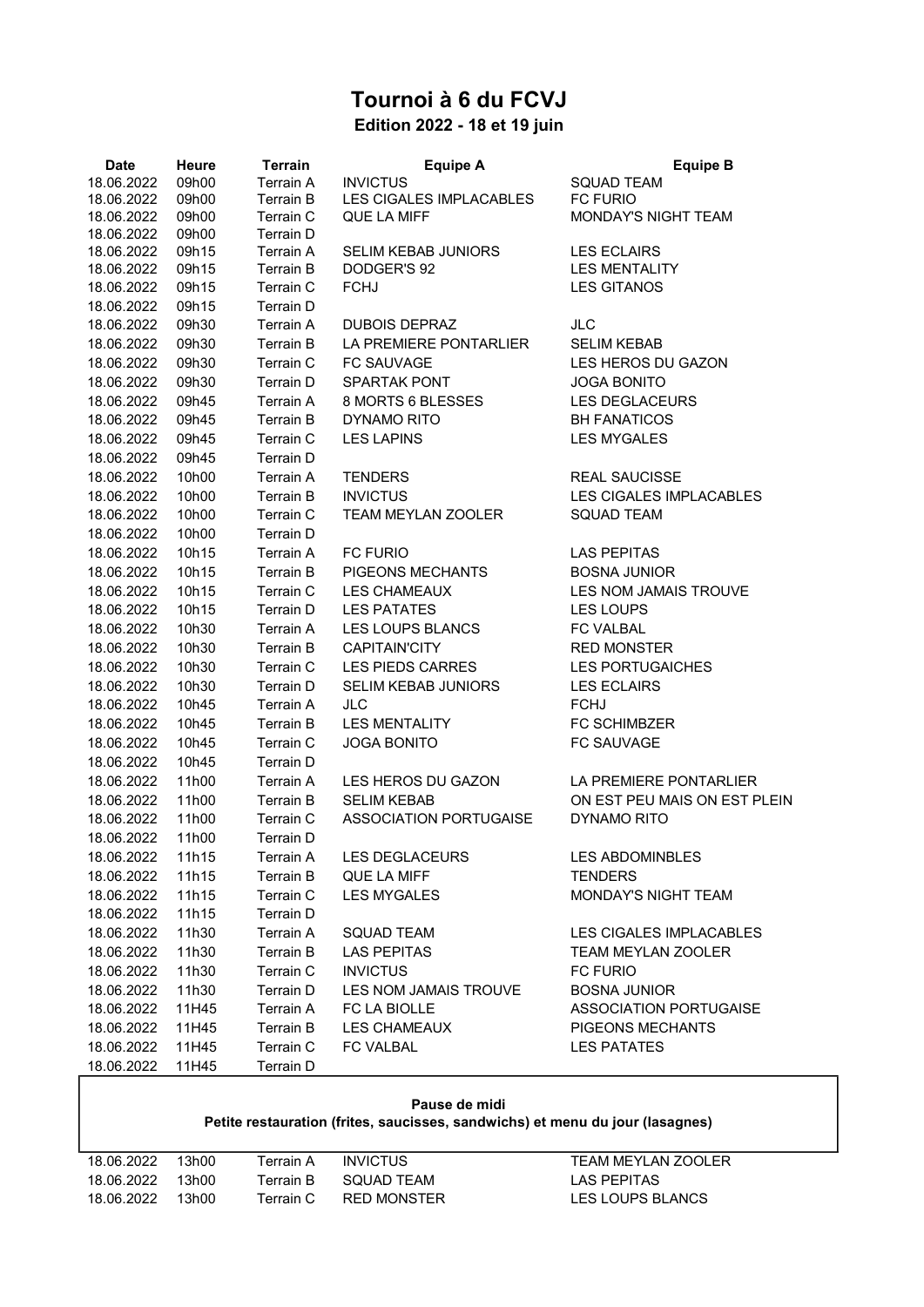# Tournoi à 6 du FCVJ

### Edition 2022 - 18 et 19 juin

| Date | Heure | Terrain | Equipe A | Equipe B |
|---|---|---|---|---|
| 18.06.2022 | 09h00 | Terrain A | INVICTUS | SQUAD TEAM |
| 18.06.2022 | 09h00 | Terrain B | LES CIGALES IMPLACABLES | FC FURIO |
| 18.06.2022 | 09h00 | Terrain C | QUE LA MIFF | MONDAY'S NIGHT TEAM |
| 18.06.2022 | 09h00 | Terrain D | | |
| 18.06.2022 | 09h15 | Terrain A | SELIM KEBAB JUNIORS | LES ECLAIRS |
| 18.06.2022 | 09h15 | Terrain B | DODGER'S 92 | LES MENTALITY |
| 18.06.2022 | 09h15 | Terrain C | FCHJ | LES GITANOS |
| 18.06.2022 | 09h15 | Terrain D | | |
| 18.06.2022 | 09h30 | Terrain A | DUBOIS DEPRAZ | JLC |
| 18.06.2022 | 09h30 | Terrain B | LA PREMIERE PONTARLIER | SELIM KEBAB |
| 18.06.2022 | 09h30 | Terrain C | FC SAUVAGE | LES HEROS DU GAZON |
| 18.06.2022 | 09h30 | Terrain D | SPARTAK PONT | JOGA BONITO |
| 18.06.2022 | 09h45 | Terrain A | 8 MORTS 6 BLESSES | LES DEGLACEURS |
| 18.06.2022 | 09h45 | Terrain B | DYNAMO RITO | BH FANATICOS |
| 18.06.2022 | 09h45 | Terrain C | LES LAPINS | LES MYGALES |
| 18.06.2022 | 09h45 | Terrain D | | |
| 18.06.2022 | 10h00 | Terrain A | TENDERS | REAL SAUCISSE |
| 18.06.2022 | 10h00 | Terrain B | INVICTUS | LES CIGALES IMPLACABLES |
| 18.06.2022 | 10h00 | Terrain C | TEAM MEYLAN ZOOLER | SQUAD TEAM |
| 18.06.2022 | 10h00 | Terrain D | | |
| 18.06.2022 | 10h15 | Terrain A | FC FURIO | LAS PEPITAS |
| 18.06.2022 | 10h15 | Terrain B | PIGEONS MECHANTS | BOSNA JUNIOR |
| 18.06.2022 | 10h15 | Terrain C | LES CHAMEAUX | LES NOM JAMAIS TROUVE |
| 18.06.2022 | 10h15 | Terrain D | LES PATATES | LES LOUPS |
| 18.06.2022 | 10h30 | Terrain A | LES LOUPS BLANCS | FC VALBAL |
| 18.06.2022 | 10h30 | Terrain B | CAPITAIN'CITY | RED MONSTER |
| 18.06.2022 | 10h30 | Terrain C | LES PIEDS CARRES | LES PORTUGAICHES |
| 18.06.2022 | 10h30 | Terrain D | SELIM KEBAB JUNIORS | LES ECLAIRS |
| 18.06.2022 | 10h45 | Terrain A | JLC | FCHJ |
| 18.06.2022 | 10h45 | Terrain B | LES MENTALITY | FC SCHIMBZER |
| 18.06.2022 | 10h45 | Terrain C | JOGA BONITO | FC SAUVAGE |
| 18.06.2022 | 10h45 | Terrain D | | |
| 18.06.2022 | 11h00 | Terrain A | LES HEROS DU GAZON | LA PREMIERE PONTARLIER |
| 18.06.2022 | 11h00 | Terrain B | SELIM KEBAB | ON EST PEU MAIS ON EST PLEIN |
| 18.06.2022 | 11h00 | Terrain C | ASSOCIATION PORTUGAISE | DYNAMO RITO |
| 18.06.2022 | 11h00 | Terrain D | | |
| 18.06.2022 | 11h15 | Terrain A | LES DEGLACEURS | LES ABDOMINBLES |
| 18.06.2022 | 11h15 | Terrain B | QUE LA MIFF | TENDERS |
| 18.06.2022 | 11h15 | Terrain C | LES MYGALES | MONDAY'S NIGHT TEAM |
| 18.06.2022 | 11h15 | Terrain D | | |
| 18.06.2022 | 11h30 | Terrain A | SQUAD TEAM | LES CIGALES IMPLACABLES |
| 18.06.2022 | 11h30 | Terrain B | LAS PEPITAS | TEAM MEYLAN ZOOLER |
| 18.06.2022 | 11h30 | Terrain C | INVICTUS | FC FURIO |
| 18.06.2022 | 11h30 | Terrain D | LES NOM JAMAIS TROUVE | BOSNA JUNIOR |
| 18.06.2022 | 11H45 | Terrain A | FC LA BIOLLE | ASSOCIATION PORTUGAISE |
| 18.06.2022 | 11H45 | Terrain B | LES CHAMEAUX | PIGEONS MECHANTS |
| 18.06.2022 | 11H45 | Terrain C | FC VALBAL | LES PATATES |
| 18.06.2022 | 11H45 | Terrain D | | |

**Pause de midi**

**Petite restauration (frites, saucisses, sandwichs) et menu du jour (lasagnes)**

| Date | Heure | Terrain | Equipe A | Equipe B |
|---|---|---|---|---|
| 18.06.2022 | 13h00 | Terrain A | INVICTUS | TEAM MEYLAN ZOOLER |
| 18.06.2022 | 13h00 | Terrain B | SQUAD TEAM | LAS PEPITAS |
| 18.06.2022 | 13h00 | Terrain C | RED MONSTER | LES LOUPS BLANCS |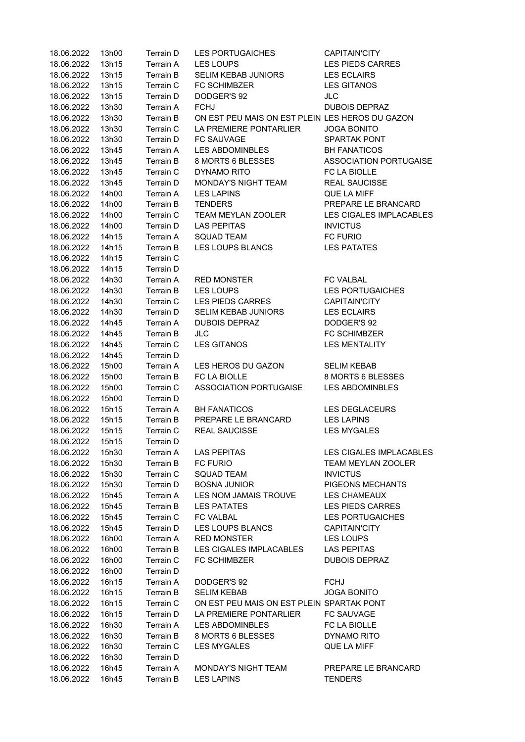| | | | | |
|---|---|---|---|---|
| 18.06.2022 | 13h00 | Terrain D | LES PORTUGAICHES | CAPITAIN'CITY |
| 18.06.2022 | 13h15 | Terrain A | LES LOUPS | LES PIEDS CARRES |
| 18.06.2022 | 13h15 | Terrain B | SELIM KEBAB JUNIORS | LES ECLAIRS |
| 18.06.2022 | 13h15 | Terrain C | FC SCHIMBZER | LES GITANOS |
| 18.06.2022 | 13h15 | Terrain D | DODGER'S 92 | JLC |
| 18.06.2022 | 13h30 | Terrain A | FCHJ | DUBOIS DEPRAZ |
| 18.06.2022 | 13h30 | Terrain B | ON EST PEU MAIS ON EST PLEIN | LES HEROS DU GAZON |
| 18.06.2022 | 13h30 | Terrain C | LA PREMIERE PONTARLIER | JOGA BONITO |
| 18.06.2022 | 13h30 | Terrain D | FC SAUVAGE | SPARTAK PONT |
| 18.06.2022 | 13h45 | Terrain A | LES ABDOMINBLES | BH FANATICOS |
| 18.06.2022 | 13h45 | Terrain B | 8 MORTS 6 BLESSES | ASSOCIATION PORTUGAISE |
| 18.06.2022 | 13h45 | Terrain C | DYNAMO RITO | FC LA BIOLLE |
| 18.06.2022 | 13h45 | Terrain D | MONDAY'S NIGHT TEAM | REAL SAUCISSE |
| 18.06.2022 | 14h00 | Terrain A | LES LAPINS | QUE LA MIFF |
| 18.06.2022 | 14h00 | Terrain B | TENDERS | PREPARE LE BRANCARD |
| 18.06.2022 | 14h00 | Terrain C | TEAM MEYLAN ZOOLER | LES CIGALES IMPLACABLES |
| 18.06.2022 | 14h00 | Terrain D | LAS PEPITAS | INVICTUS |
| 18.06.2022 | 14h15 | Terrain A | SQUAD TEAM | FC FURIO |
| 18.06.2022 | 14h15 | Terrain B | LES LOUPS BLANCS | LES PATATES |
| 18.06.2022 | 14h15 | Terrain C | | |
| 18.06.2022 | 14h15 | Terrain D | | |
| 18.06.2022 | 14h30 | Terrain A | RED MONSTER | FC VALBAL |
| 18.06.2022 | 14h30 | Terrain B | LES LOUPS | LES PORTUGAICHES |
| 18.06.2022 | 14h30 | Terrain C | LES PIEDS CARRES | CAPITAIN'CITY |
| 18.06.2022 | 14h30 | Terrain D | SELIM KEBAB JUNIORS | LES ECLAIRS |
| 18.06.2022 | 14h45 | Terrain A | DUBOIS DEPRAZ | DODGER'S 92 |
| 18.06.2022 | 14h45 | Terrain B | JLC | FC SCHIMBZER |
| 18.06.2022 | 14h45 | Terrain C | LES GITANOS | LES MENTALITY |
| 18.06.2022 | 14h45 | Terrain D | | |
| 18.06.2022 | 15h00 | Terrain A | LES HEROS DU GAZON | SELIM KEBAB |
| 18.06.2022 | 15h00 | Terrain B | FC LA BIOLLE | 8 MORTS 6 BLESSES |
| 18.06.2022 | 15h00 | Terrain C | ASSOCIATION PORTUGAISE | LES ABDOMINBLES |
| 18.06.2022 | 15h00 | Terrain D | | |
| 18.06.2022 | 15h15 | Terrain A | BH FANATICOS | LES DEGLACEURS |
| 18.06.2022 | 15h15 | Terrain B | PREPARE LE BRANCARD | LES LAPINS |
| 18.06.2022 | 15h15 | Terrain C | REAL SAUCISSE | LES MYGALES |
| 18.06.2022 | 15h15 | Terrain D | | |
| 18.06.2022 | 15h30 | Terrain A | LAS PEPITAS | LES CIGALES IMPLACABLES |
| 18.06.2022 | 15h30 | Terrain B | FC FURIO | TEAM MEYLAN ZOOLER |
| 18.06.2022 | 15h30 | Terrain C | SQUAD TEAM | INVICTUS |
| 18.06.2022 | 15h30 | Terrain D | BOSNA JUNIOR | PIGEONS MECHANTS |
| 18.06.2022 | 15h45 | Terrain A | LES NOM JAMAIS TROUVE | LES CHAMEAUX |
| 18.06.2022 | 15h45 | Terrain B | LES PATATES | LES PIEDS CARRES |
| 18.06.2022 | 15h45 | Terrain C | FC VALBAL | LES PORTUGAICHES |
| 18.06.2022 | 15h45 | Terrain D | LES LOUPS BLANCS | CAPITAIN'CITY |
| 18.06.2022 | 16h00 | Terrain A | RED MONSTER | LES LOUPS |
| 18.06.2022 | 16h00 | Terrain B | LES CIGALES IMPLACABLES | LAS PEPITAS |
| 18.06.2022 | 16h00 | Terrain C | FC SCHIMBZER | DUBOIS DEPRAZ |
| 18.06.2022 | 16h00 | Terrain D | | |
| 18.06.2022 | 16h15 | Terrain A | DODGER'S 92 | FCHJ |
| 18.06.2022 | 16h15 | Terrain B | SELIM KEBAB | JOGA BONITO |
| 18.06.2022 | 16h15 | Terrain C | ON EST PEU MAIS ON EST PLEIN | SPARTAK PONT |
| 18.06.2022 | 16h15 | Terrain D | LA PREMIERE PONTARLIER | FC SAUVAGE |
| 18.06.2022 | 16h30 | Terrain A | LES ABDOMINBLES | FC LA BIOLLE |
| 18.06.2022 | 16h30 | Terrain B | 8 MORTS 6 BLESSES | DYNAMO RITO |
| 18.06.2022 | 16h30 | Terrain C | LES MYGALES | QUE LA MIFF |
| 18.06.2022 | 16h30 | Terrain D | | |
| 18.06.2022 | 16h45 | Terrain A | MONDAY'S NIGHT TEAM | PREPARE LE BRANCARD |
| 18.06.2022 | 16h45 | Terrain B | LES LAPINS | TENDERS |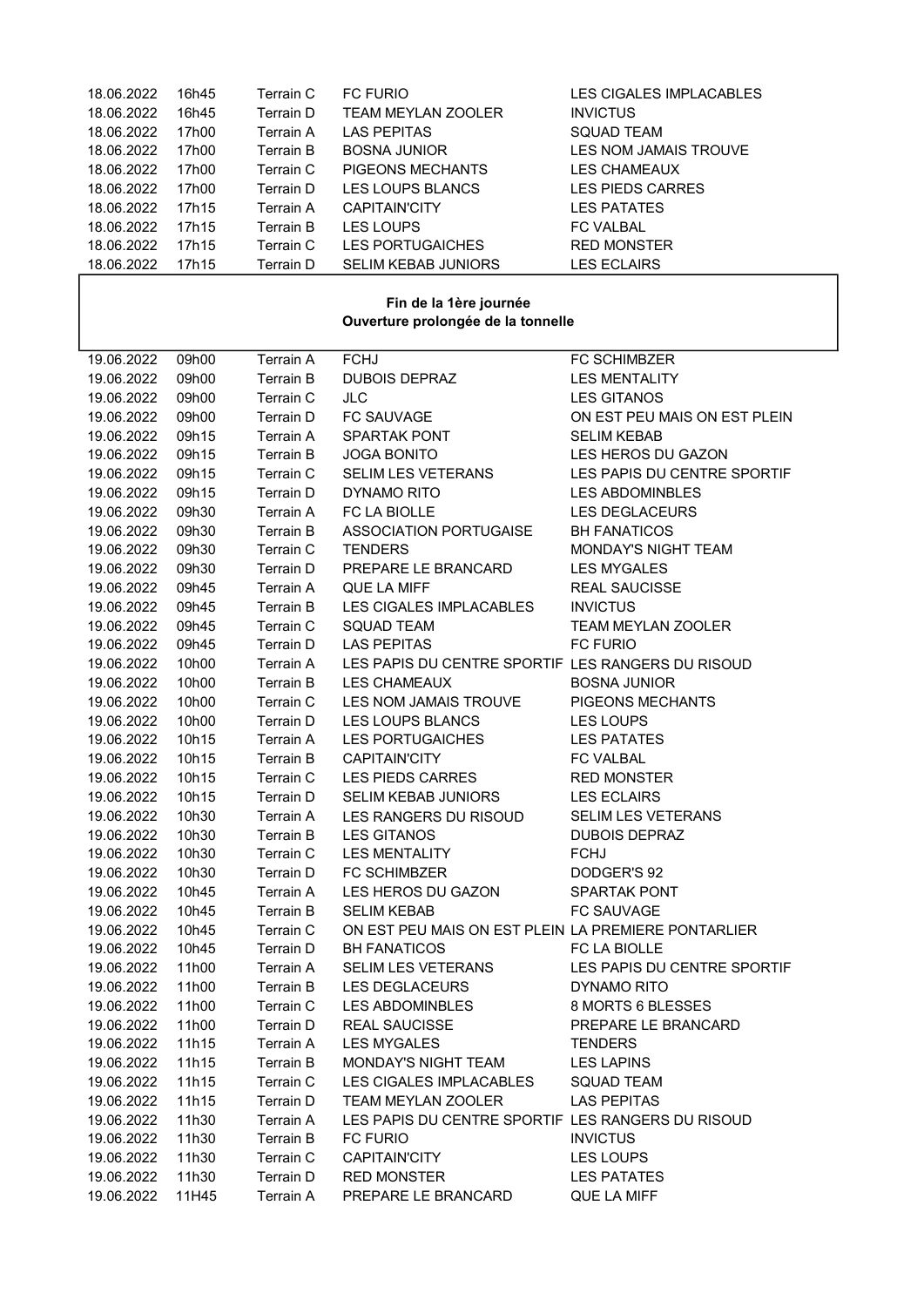| | | | | |
|---|---|---|---|---|
| 18.06.2022 | 16h45 | Terrain C | FC FURIO | LES CIGALES IMPLACABLES |
| 18.06.2022 | 16h45 | Terrain D | TEAM MEYLAN ZOOLER | INVICTUS |
| 18.06.2022 | 17h00 | Terrain A | LAS PEPITAS | SQUAD TEAM |
| 18.06.2022 | 17h00 | Terrain B | BOSNA JUNIOR | LES NOM JAMAIS TROUVE |
| 18.06.2022 | 17h00 | Terrain C | PIGEONS MECHANTS | LES CHAMEAUX |
| 18.06.2022 | 17h00 | Terrain D | LES LOUPS BLANCS | LES PIEDS CARRES |
| 18.06.2022 | 17h15 | Terrain A | CAPITAIN'CITY | LES PATATES |
| 18.06.2022 | 17h15 | Terrain B | LES LOUPS | FC VALBAL |
| 18.06.2022 | 17h15 | Terrain C | LES PORTUGAICHES | RED MONSTER |
| 18.06.2022 | 17h15 | Terrain D | SELIM KEBAB JUNIORS | LES ECLAIRS |

**Fin de la 1ère journée**
**Ouverture prolongée de la tonnelle**

| | | | | |
|---|---|---|---|---|
| 19.06.2022 | 09h00 | Terrain A | FCHJ | FC SCHIMBZER |
| 19.06.2022 | 09h00 | Terrain B | DUBOIS DEPRAZ | LES MENTALITY |
| 19.06.2022 | 09h00 | Terrain C | JLC | LES GITANOS |
| 19.06.2022 | 09h00 | Terrain D | FC SAUVAGE | ON EST PEU MAIS ON EST PLEIN |
| 19.06.2022 | 09h15 | Terrain A | SPARTAK PONT | SELIM KEBAB |
| 19.06.2022 | 09h15 | Terrain B | JOGA BONITO | LES HEROS DU GAZON |
| 19.06.2022 | 09h15 | Terrain C | SELIM LES VETERANS | LES PAPIS DU CENTRE SPORTIF |
| 19.06.2022 | 09h15 | Terrain D | DYNAMO RITO | LES ABDOMINBLES |
| 19.06.2022 | 09h30 | Terrain A | FC LA BIOLLE | LES DEGLACEURS |
| 19.06.2022 | 09h30 | Terrain B | ASSOCIATION PORTUGAISE | BH FANATICOS |
| 19.06.2022 | 09h30 | Terrain C | TENDERS | MONDAY'S NIGHT TEAM |
| 19.06.2022 | 09h30 | Terrain D | PREPARE LE BRANCARD | LES MYGALES |
| 19.06.2022 | 09h45 | Terrain A | QUE LA MIFF | REAL SAUCISSE |
| 19.06.2022 | 09h45 | Terrain B | LES CIGALES IMPLACABLES | INVICTUS |
| 19.06.2022 | 09h45 | Terrain C | SQUAD TEAM | TEAM MEYLAN ZOOLER |
| 19.06.2022 | 09h45 | Terrain D | LAS PEPITAS | FC FURIO |
| 19.06.2022 | 10h00 | Terrain A | LES PAPIS DU CENTRE SPORTIF | LES RANGERS DU RISOUD |
| 19.06.2022 | 10h00 | Terrain B | LES CHAMEAUX | BOSNA JUNIOR |
| 19.06.2022 | 10h00 | Terrain C | LES NOM JAMAIS TROUVE | PIGEONS MECHANTS |
| 19.06.2022 | 10h00 | Terrain D | LES LOUPS BLANCS | LES LOUPS |
| 19.06.2022 | 10h15 | Terrain A | LES PORTUGAICHES | LES PATATES |
| 19.06.2022 | 10h15 | Terrain B | CAPITAIN'CITY | FC VALBAL |
| 19.06.2022 | 10h15 | Terrain C | LES PIEDS CARRES | RED MONSTER |
| 19.06.2022 | 10h15 | Terrain D | SELIM KEBAB JUNIORS | LES ECLAIRS |
| 19.06.2022 | 10h30 | Terrain A | LES RANGERS DU RISOUD | SELIM LES VETERANS |
| 19.06.2022 | 10h30 | Terrain B | LES GITANOS | DUBOIS DEPRAZ |
| 19.06.2022 | 10h30 | Terrain C | LES MENTALITY | FCHJ |
| 19.06.2022 | 10h30 | Terrain D | FC SCHIMBZER | DODGER'S 92 |
| 19.06.2022 | 10h45 | Terrain A | LES HEROS DU GAZON | SPARTAK PONT |
| 19.06.2022 | 10h45 | Terrain B | SELIM KEBAB | FC SAUVAGE |
| 19.06.2022 | 10h45 | Terrain C | ON EST PEU MAIS ON EST PLEIN | LA PREMIERE PONTARLIER |
| 19.06.2022 | 10h45 | Terrain D | BH FANATICOS | FC LA BIOLLE |
| 19.06.2022 | 11h00 | Terrain A | SELIM LES VETERANS | LES PAPIS DU CENTRE SPORTIF |
| 19.06.2022 | 11h00 | Terrain B | LES DEGLACEURS | DYNAMO RITO |
| 19.06.2022 | 11h00 | Terrain C | LES ABDOMINBLES | 8 MORTS 6 BLESSES |
| 19.06.2022 | 11h00 | Terrain D | REAL SAUCISSE | PREPARE LE BRANCARD |
| 19.06.2022 | 11h15 | Terrain A | LES MYGALES | TENDERS |
| 19.06.2022 | 11h15 | Terrain B | MONDAY'S NIGHT TEAM | LES LAPINS |
| 19.06.2022 | 11h15 | Terrain C | LES CIGALES IMPLACABLES | SQUAD TEAM |
| 19.06.2022 | 11h15 | Terrain D | TEAM MEYLAN ZOOLER | LAS PEPITAS |
| 19.06.2022 | 11h30 | Terrain A | LES PAPIS DU CENTRE SPORTIF | LES RANGERS DU RISOUD |
| 19.06.2022 | 11h30 | Terrain B | FC FURIO | INVICTUS |
| 19.06.2022 | 11h30 | Terrain C | CAPITAIN'CITY | LES LOUPS |
| 19.06.2022 | 11h30 | Terrain D | RED MONSTER | LES PATATES |
| 19.06.2022 | 11H45 | Terrain A | PREPARE LE BRANCARD | QUE LA MIFF |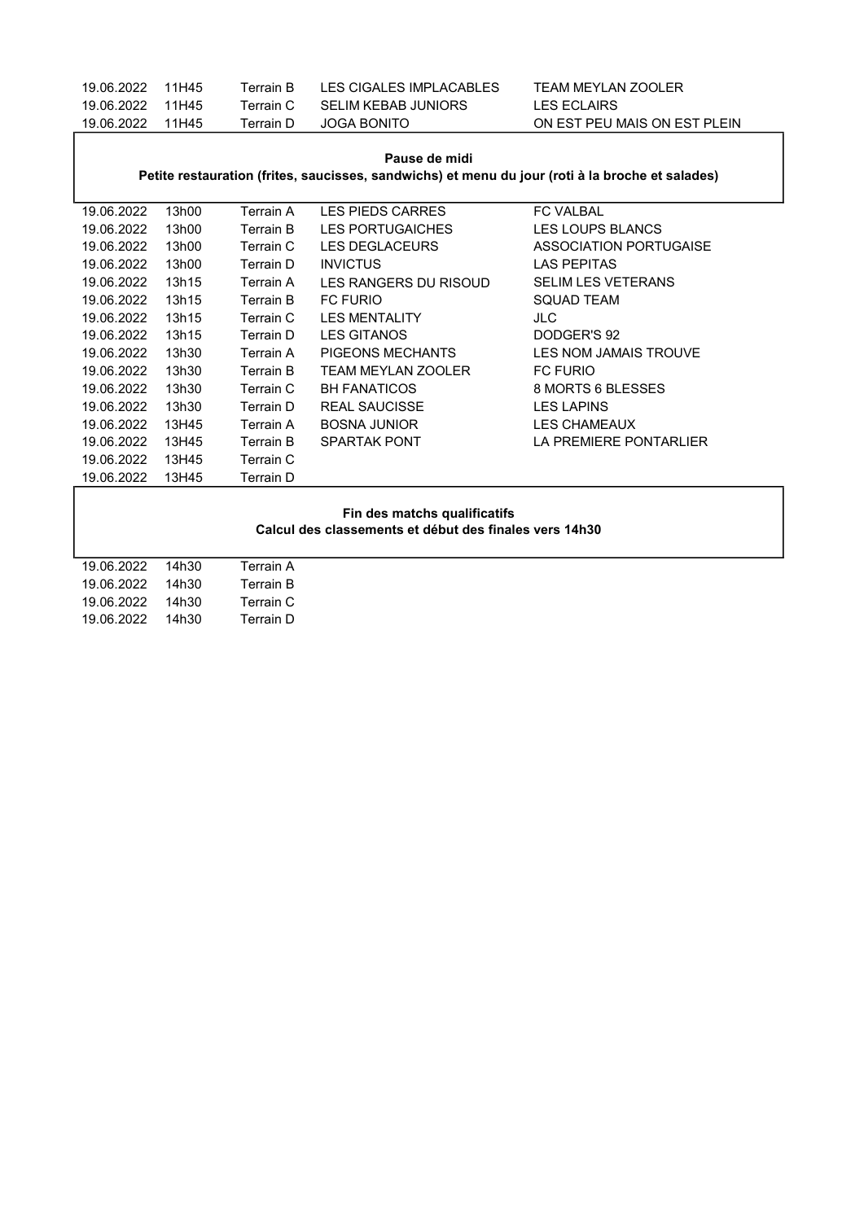| | | | | |
|---|---|---|---|---|
| 19.06.2022 | 11H45 | Terrain B | LES CIGALES IMPLACABLES | TEAM MEYLAN ZOOLER |
| 19.06.2022 | 11H45 | Terrain C | SELIM KEBAB JUNIORS | LES ECLAIRS |
| 19.06.2022 | 11H45 | Terrain D | JOGA BONITO | ON EST PEU MAIS ON EST PLEIN |

**Pause de midi**

**Petite restauration (frites, saucisses, sandwichs) et menu du jour (roti à la broche et salades)**

| | | | | |
|---|---|---|---|---|
| 19.06.2022 | 13h00 | Terrain A | LES PIEDS CARRES | FC VALBAL |
| 19.06.2022 | 13h00 | Terrain B | LES PORTUGAICHES | LES LOUPS BLANCS |
| 19.06.2022 | 13h00 | Terrain C | LES DEGLACEURS | ASSOCIATION PORTUGAISE |
| 19.06.2022 | 13h00 | Terrain D | INVICTUS | LAS PEPITAS |
| 19.06.2022 | 13h15 | Terrain A | LES RANGERS DU RISOUD | SELIM LES VETERANS |
| 19.06.2022 | 13h15 | Terrain B | FC FURIO | SQUAD TEAM |
| 19.06.2022 | 13h15 | Terrain C | LES MENTALITY | JLC |
| 19.06.2022 | 13h15 | Terrain D | LES GITANOS | DODGER'S 92 |
| 19.06.2022 | 13h30 | Terrain A | PIGEONS MECHANTS | LES NOM JAMAIS TROUVE |
| 19.06.2022 | 13h30 | Terrain B | TEAM MEYLAN ZOOLER | FC FURIO |
| 19.06.2022 | 13h30 | Terrain C | BH FANATICOS | 8 MORTS 6 BLESSES |
| 19.06.2022 | 13h30 | Terrain D | REAL SAUCISSE | LES LAPINS |
| 19.06.2022 | 13H45 | Terrain A | BOSNA JUNIOR | LES CHAMEAUX |
| 19.06.2022 | 13H45 | Terrain B | SPARTAK PONT | LA PREMIERE PONTARLIER |
| 19.06.2022 | 13H45 | Terrain C | | |
| 19.06.2022 | 13H45 | Terrain D | | |

**Fin des matchs qualificatifs**

**Calcul des classements et début des finales vers 14h30**

| | | |
|---|---|---|
| 19.06.2022 | 14h30 | Terrain A |
| 19.06.2022 | 14h30 | Terrain B |
| 19.06.2022 | 14h30 | Terrain C |
| 19.06.2022 | 14h30 | Terrain D |